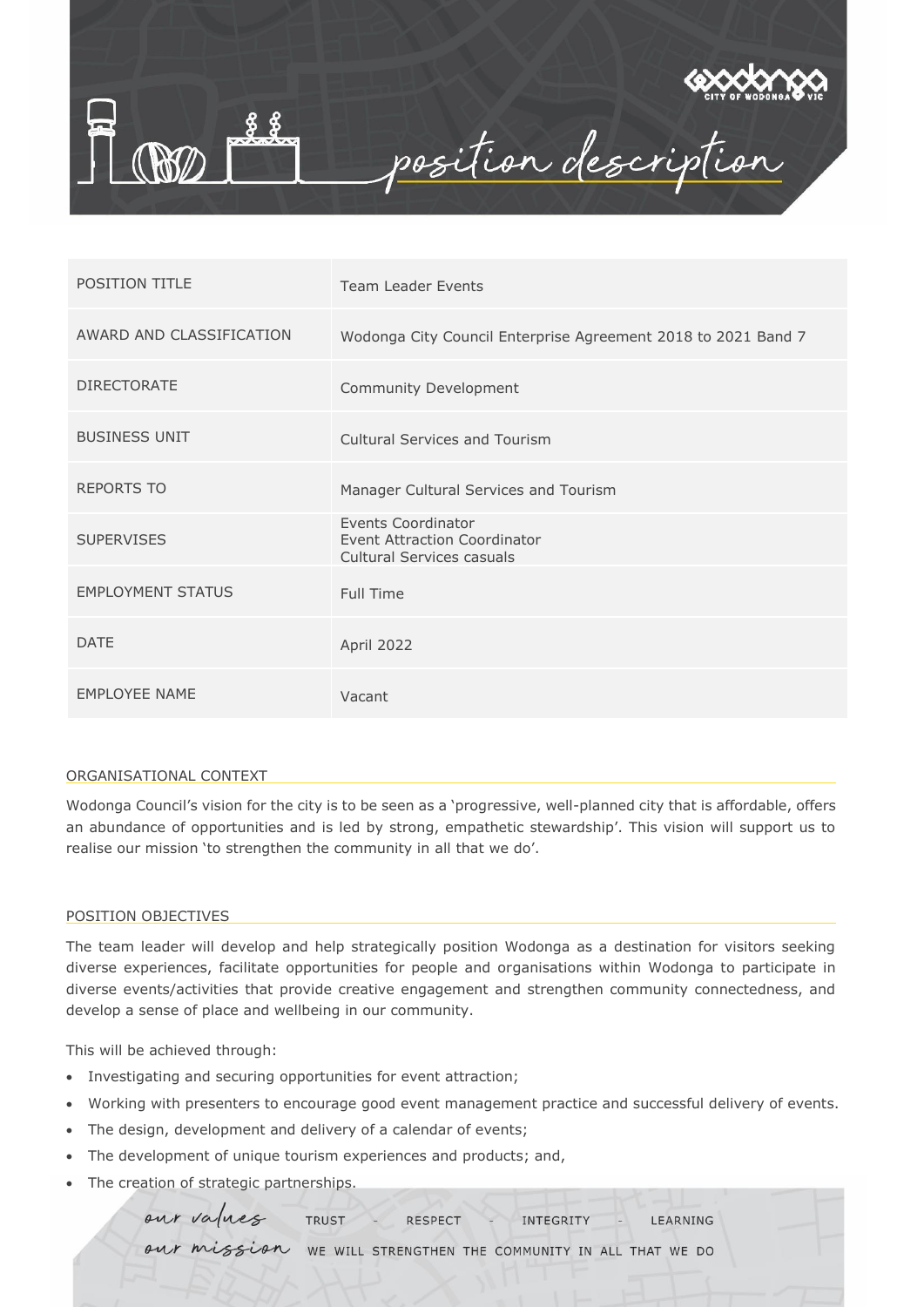# position description

| POSITION TITLE | Team Leader Events |
| --- | --- |
| AWARD AND CLASSIFICATION | Wodonga City Council Enterprise Agreement 2018 to 2021 Band 7 |
| DIRECTORATE | Community Development |
| BUSINESS UNIT | Cultural Services and Tourism |
| REPORTS TO | Manager Cultural Services and Tourism |
| SUPERVISES | Events Coordinator<br>Event Attraction Coordinator<br>Cultural Services casuals |
| EMPLOYMENT STATUS | Full Time |
| DATE | April 2022 |
| EMPLOYEE NAME | Vacant |

## ORGANISATIONAL CONTEXT

Wodonga Council's vision for the city is to be seen as a 'progressive, well-planned city that is affordable, offers an abundance of opportunities and is led by strong, empathetic stewardship'. This vision will support us to realise our mission 'to strengthen the community in all that we do'.

## POSITION OBJECTIVES

The team leader will develop and help strategically position Wodonga as a destination for visitors seeking diverse experiences, facilitate opportunities for people and organisations within Wodonga to participate in diverse events/activities that provide creative engagement and strengthen community connectedness, and develop a sense of place and wellbeing in our community.

This will be achieved through:

- Investigating and securing opportunities for event attraction;
- Working with presenters to encourage good event management practice and successful delivery of events.
- The design, development and delivery of a calendar of events;
- The development of unique tourism experiences and products; and,
- The creation of strategic partnerships.

*our values* TRUST - RESPECT - INTEGRITY - LEARNING

*our mission* WE WILL STRENGTHEN THE COMMUNITY IN ALL THAT WE DO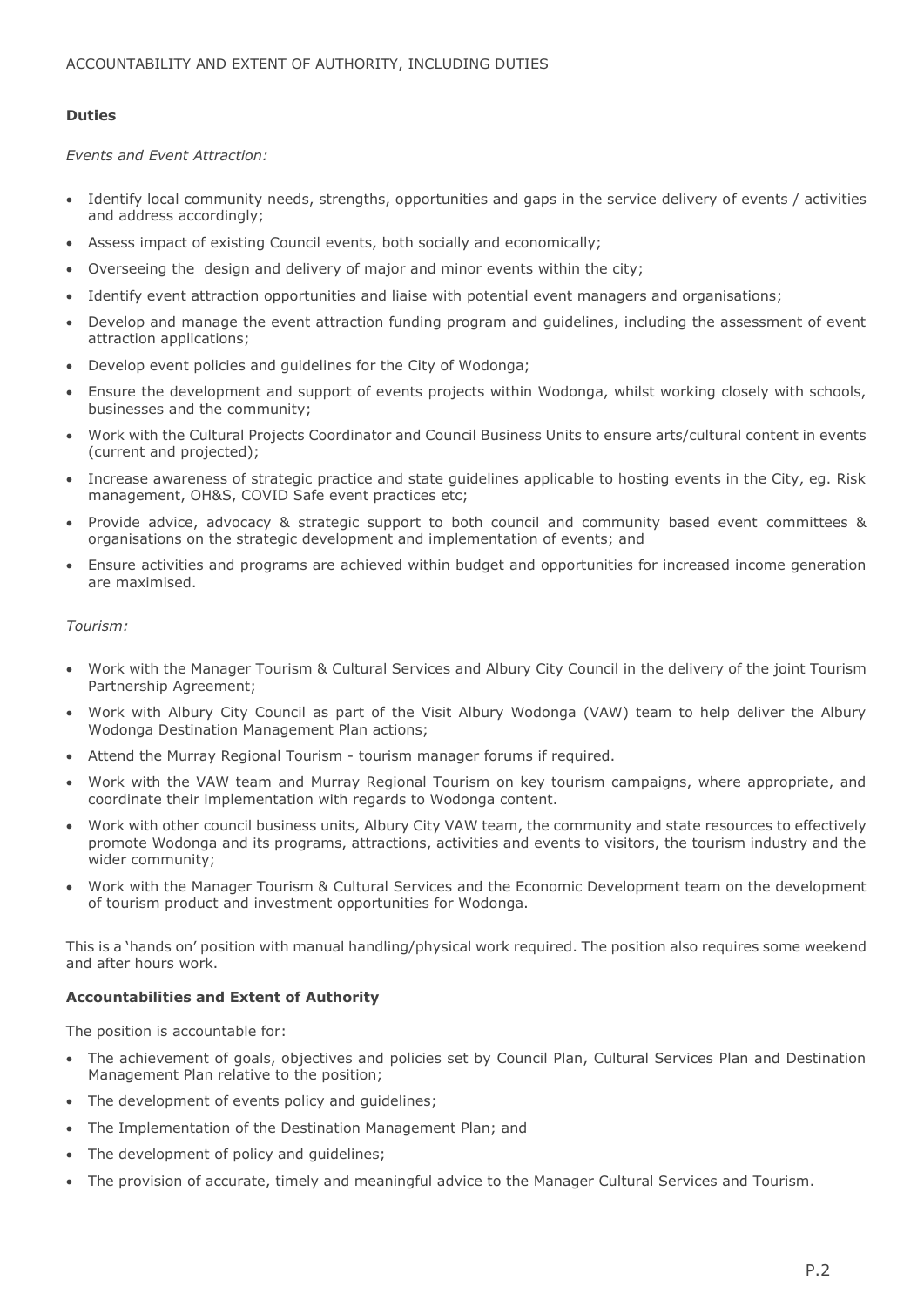ACCOUNTABILITY AND EXTENT OF AUTHORITY, INCLUDING DUTIES

**Duties**

*Events and Event Attraction:*

- Identify local community needs, strengths, opportunities and gaps in the service delivery of events / activities and address accordingly;
- Assess impact of existing Council events, both socially and economically;
- Overseeing the design and delivery of major and minor events within the city;
- Identify event attraction opportunities and liaise with potential event managers and organisations;
- Develop and manage the event attraction funding program and guidelines, including the assessment of event attraction applications;
- Develop event policies and guidelines for the City of Wodonga;
- Ensure the development and support of events projects within Wodonga, whilst working closely with schools, businesses and the community;
- Work with the Cultural Projects Coordinator and Council Business Units to ensure arts/cultural content in events (current and projected);
- Increase awareness of strategic practice and state guidelines applicable to hosting events in the City, eg. Risk management, OH&S, COVID Safe event practices etc;
- Provide advice, advocacy & strategic support to both council and community based event committees & organisations on the strategic development and implementation of events; and
- Ensure activities and programs are achieved within budget and opportunities for increased income generation are maximised.

*Tourism:*

- Work with the Manager Tourism & Cultural Services and Albury City Council in the delivery of the joint Tourism Partnership Agreement;
- Work with Albury City Council as part of the Visit Albury Wodonga (VAW) team to help deliver the Albury Wodonga Destination Management Plan actions;
- Attend the Murray Regional Tourism - tourism manager forums if required.
- Work with the VAW team and Murray Regional Tourism on key tourism campaigns, where appropriate, and coordinate their implementation with regards to Wodonga content.
- Work with other council business units, Albury City VAW team, the community and state resources to effectively promote Wodonga and its programs, attractions, activities and events to visitors, the tourism industry and the wider community;
- Work with the Manager Tourism & Cultural Services and the Economic Development team on the development of tourism product and investment opportunities for Wodonga.

This is a 'hands on' position with manual handling/physical work required. The position also requires some weekend and after hours work.

**Accountabilities and Extent of Authority**

The position is accountable for:

- The achievement of goals, objectives and policies set by Council Plan, Cultural Services Plan and Destination Management Plan relative to the position;
- The development of events policy and guidelines;
- The Implementation of the Destination Management Plan; and
- The development of policy and guidelines;
- The provision of accurate, timely and meaningful advice to the Manager Cultural Services and Tourism.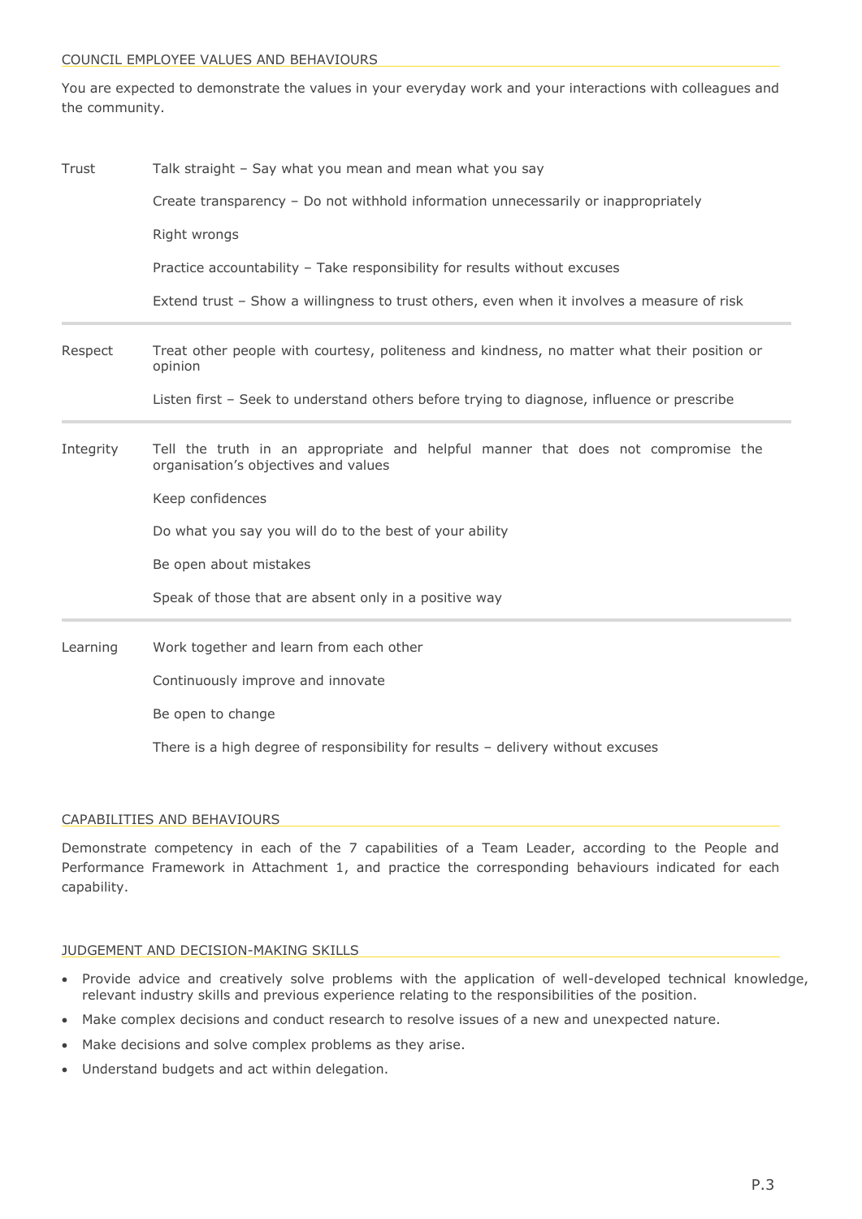## COUNCIL EMPLOYEE VALUES AND BEHAVIOURS

You are expected to demonstrate the values in your everyday work and your interactions with colleagues and the community.

| | |
|---|---|
| Trust | Talk straight – Say what you mean and mean what you say<br><br>Create transparency – Do not withhold information unnecessarily or inappropriately<br><br>Right wrongs<br><br>Practice accountability – Take responsibility for results without excuses<br><br>Extend trust – Show a willingness to trust others, even when it involves a measure of risk |
| Respect | Treat other people with courtesy, politeness and kindness, no matter what their position or opinion<br><br>Listen first – Seek to understand others before trying to diagnose, influence or prescribe |
| Integrity | Tell the truth in an appropriate and helpful manner that does not compromise the organisation's objectives and values<br><br>Keep confidences<br><br>Do what you say you will do to the best of your ability<br><br>Be open about mistakes<br><br>Speak of those that are absent only in a positive way |
| Learning | Work together and learn from each other<br><br>Continuously improve and innovate<br><br>Be open to change<br><br>There is a high degree of responsibility for results – delivery without excuses |

## CAPABILITIES AND BEHAVIOURS

Demonstrate competency in each of the 7 capabilities of a Team Leader, according to the People and Performance Framework in Attachment 1, and practice the corresponding behaviours indicated for each capability.

## JUDGEMENT AND DECISION-MAKING SKILLS

- Provide advice and creatively solve problems with the application of well-developed technical knowledge, relevant industry skills and previous experience relating to the responsibilities of the position.
- Make complex decisions and conduct research to resolve issues of a new and unexpected nature.
- Make decisions and solve complex problems as they arise.
- Understand budgets and act within delegation.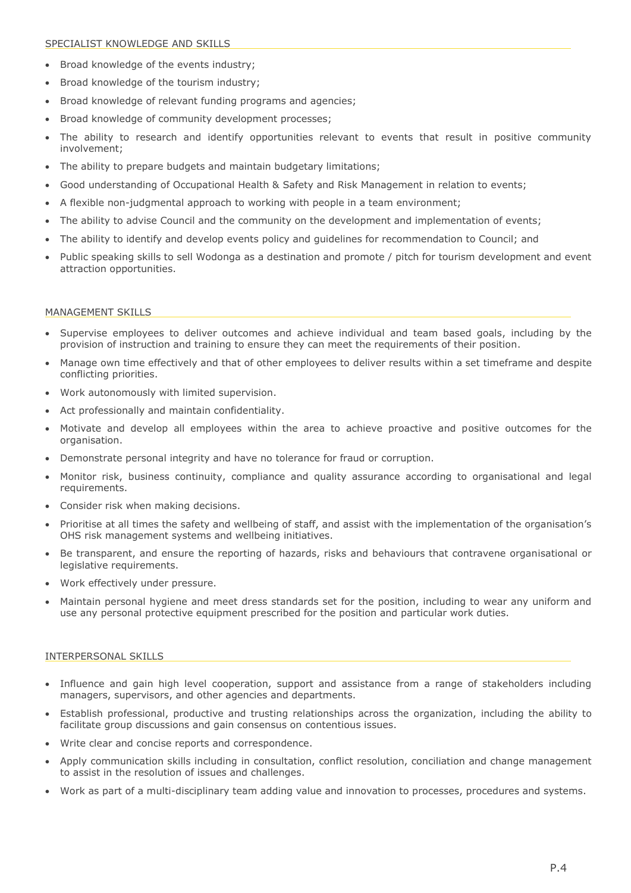## SPECIALIST KNOWLEDGE AND SKILLS

- Broad knowledge of the events industry;
- Broad knowledge of the tourism industry;
- Broad knowledge of relevant funding programs and agencies;
- Broad knowledge of community development processes;
- The ability to research and identify opportunities relevant to events that result in positive community involvement;
- The ability to prepare budgets and maintain budgetary limitations;
- Good understanding of Occupational Health & Safety and Risk Management in relation to events;
- A flexible non-judgmental approach to working with people in a team environment;
- The ability to advise Council and the community on the development and implementation of events;
- The ability to identify and develop events policy and guidelines for recommendation to Council; and
- Public speaking skills to sell Wodonga as a destination and promote / pitch for tourism development and event attraction opportunities.

## MANAGEMENT SKILLS

- Supervise employees to deliver outcomes and achieve individual and team based goals, including by the provision of instruction and training to ensure they can meet the requirements of their position.
- Manage own time effectively and that of other employees to deliver results within a set timeframe and despite conflicting priorities.
- Work autonomously with limited supervision.
- Act professionally and maintain confidentiality.
- Motivate and develop all employees within the area to achieve proactive and positive outcomes for the organisation.
- Demonstrate personal integrity and have no tolerance for fraud or corruption.
- Monitor risk, business continuity, compliance and quality assurance according to organisational and legal requirements.
- Consider risk when making decisions.
- Prioritise at all times the safety and wellbeing of staff, and assist with the implementation of the organisation's OHS risk management systems and wellbeing initiatives.
- Be transparent, and ensure the reporting of hazards, risks and behaviours that contravene organisational or legislative requirements.
- Work effectively under pressure.
- Maintain personal hygiene and meet dress standards set for the position, including to wear any uniform and use any personal protective equipment prescribed for the position and particular work duties.

## INTERPERSONAL SKILLS

- Influence and gain high level cooperation, support and assistance from a range of stakeholders including managers, supervisors, and other agencies and departments.
- Establish professional, productive and trusting relationships across the organization, including the ability to facilitate group discussions and gain consensus on contentious issues.
- Write clear and concise reports and correspondence.
- Apply communication skills including in consultation, conflict resolution, conciliation and change management to assist in the resolution of issues and challenges.
- Work as part of a multi-disciplinary team adding value and innovation to processes, procedures and systems.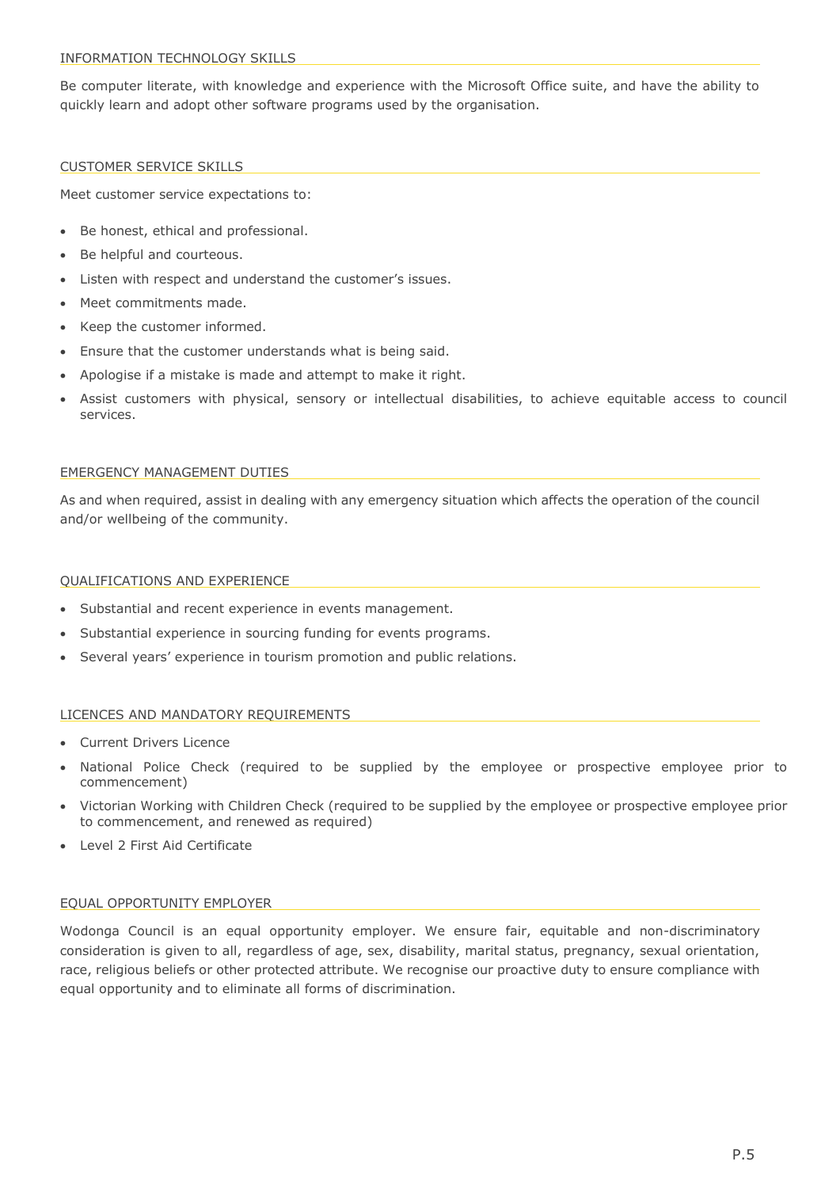## INFORMATION TECHNOLOGY SKILLS

Be computer literate, with knowledge and experience with the Microsoft Office suite, and have the ability to quickly learn and adopt other software programs used by the organisation.

## CUSTOMER SERVICE SKILLS

Meet customer service expectations to:

- Be honest, ethical and professional.
- Be helpful and courteous.
- Listen with respect and understand the customer's issues.
- Meet commitments made.
- Keep the customer informed.
- Ensure that the customer understands what is being said.
- Apologise if a mistake is made and attempt to make it right.
- Assist customers with physical, sensory or intellectual disabilities, to achieve equitable access to council services.

## EMERGENCY MANAGEMENT DUTIES

As and when required, assist in dealing with any emergency situation which affects the operation of the council and/or wellbeing of the community.

## QUALIFICATIONS AND EXPERIENCE

- Substantial and recent experience in events management.
- Substantial experience in sourcing funding for events programs.
- Several years' experience in tourism promotion and public relations.

## LICENCES AND MANDATORY REQUIREMENTS

- Current Drivers Licence
- National Police Check (required to be supplied by the employee or prospective employee prior to commencement)
- Victorian Working with Children Check (required to be supplied by the employee or prospective employee prior to commencement, and renewed as required)
- Level 2 First Aid Certificate

## EQUAL OPPORTUNITY EMPLOYER

Wodonga Council is an equal opportunity employer. We ensure fair, equitable and non-discriminatory consideration is given to all, regardless of age, sex, disability, marital status, pregnancy, sexual orientation, race, religious beliefs or other protected attribute. We recognise our proactive duty to ensure compliance with equal opportunity and to eliminate all forms of discrimination.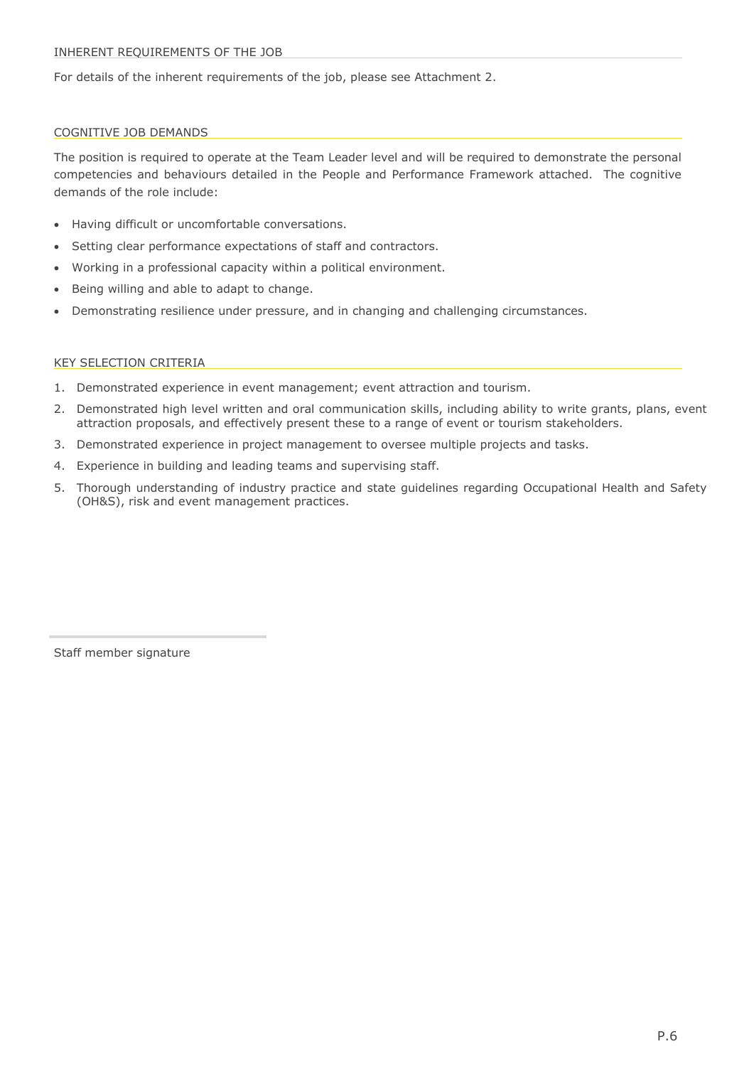## INHERENT REQUIREMENTS OF THE JOB

For details of the inherent requirements of the job, please see Attachment 2.

## COGNITIVE JOB DEMANDS

The position is required to operate at the Team Leader level and will be required to demonstrate the personal competencies and behaviours detailed in the People and Performance Framework attached. The cognitive demands of the role include:

- Having difficult or uncomfortable conversations.
- Setting clear performance expectations of staff and contractors.
- Working in a professional capacity within a political environment.
- Being willing and able to adapt to change.
- Demonstrating resilience under pressure, and in changing and challenging circumstances.

## KEY SELECTION CRITERIA

1. Demonstrated experience in event management; event attraction and tourism.
2. Demonstrated high level written and oral communication skills, including ability to write grants, plans, event attraction proposals, and effectively present these to a range of event or tourism stakeholders.
3. Demonstrated experience in project management to oversee multiple projects and tasks.
4. Experience in building and leading teams and supervising staff.
5. Thorough understanding of industry practice and state guidelines regarding Occupational Health and Safety (OH&S), risk and event management practices.

Staff member signature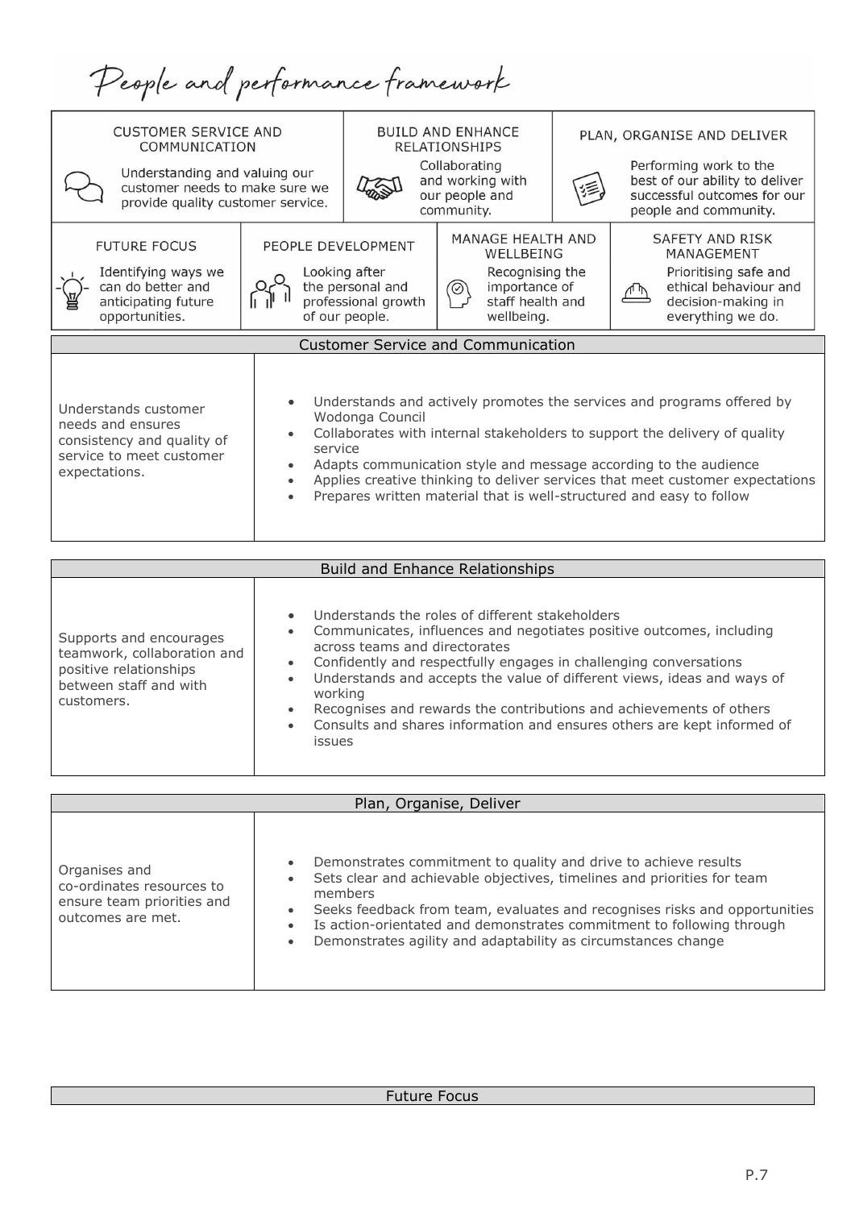# People and performance framework

| CUSTOMER SERVICE AND COMMUNICATION | BUILD AND ENHANCE RELATIONSHIPS | PLAN, ORGANISE AND DELIVER |
|---|---|---|
| Understanding and valuing our customer needs to make sure we provide quality customer service. | Collaborating and working with our people and community. | Performing work to the best of our ability to deliver successful outcomes for our people and community. |

| FUTURE FOCUS | PEOPLE DEVELOPMENT | MANAGE HEALTH AND WELLBEING | SAFETY AND RISK MANAGEMENT |
|---|---|---|---|
| Identifying ways we can do better and anticipating future opportunities. | Looking after the personal and professional growth of our people. | Recognising the importance of staff health and wellbeing. | Prioritising safe and ethical behaviour and decision-making in everything we do. |

| Customer Service and Communication | |
|---|---|
| Understands customer needs and ensures consistency and quality of service to meet customer expectations. | • Understands and actively promotes the services and programs offered by Wodonga Council<br>• Collaborates with internal stakeholders to support the delivery of quality service<br>• Adapts communication style and message according to the audience<br>• Applies creative thinking to deliver services that meet customer expectations<br>• Prepares written material that is well-structured and easy to follow |

| Build and Enhance Relationships | |
|---|---|
| Supports and encourages teamwork, collaboration and positive relationships between staff and with customers. | • Understands the roles of different stakeholders<br>• Communicates, influences and negotiates positive outcomes, including across teams and directorates<br>• Confidently and respectfully engages in challenging conversations<br>• Understands and accepts the value of different views, ideas and ways of working<br>• Recognises and rewards the contributions and achievements of others<br>• Consults and shares information and ensures others are kept informed of issues |

| Plan, Organise, Deliver | |
|---|---|
| Organises and co-ordinates resources to ensure team priorities and outcomes are met. | • Demonstrates commitment to quality and drive to achieve results<br>• Sets clear and achievable objectives, timelines and priorities for team members<br>• Seeks feedback from team, evaluates and recognises risks and opportunities<br>• Is action-orientated and demonstrates commitment to following through<br>• Demonstrates agility and adaptability as circumstances change |

| Future Focus |
|---|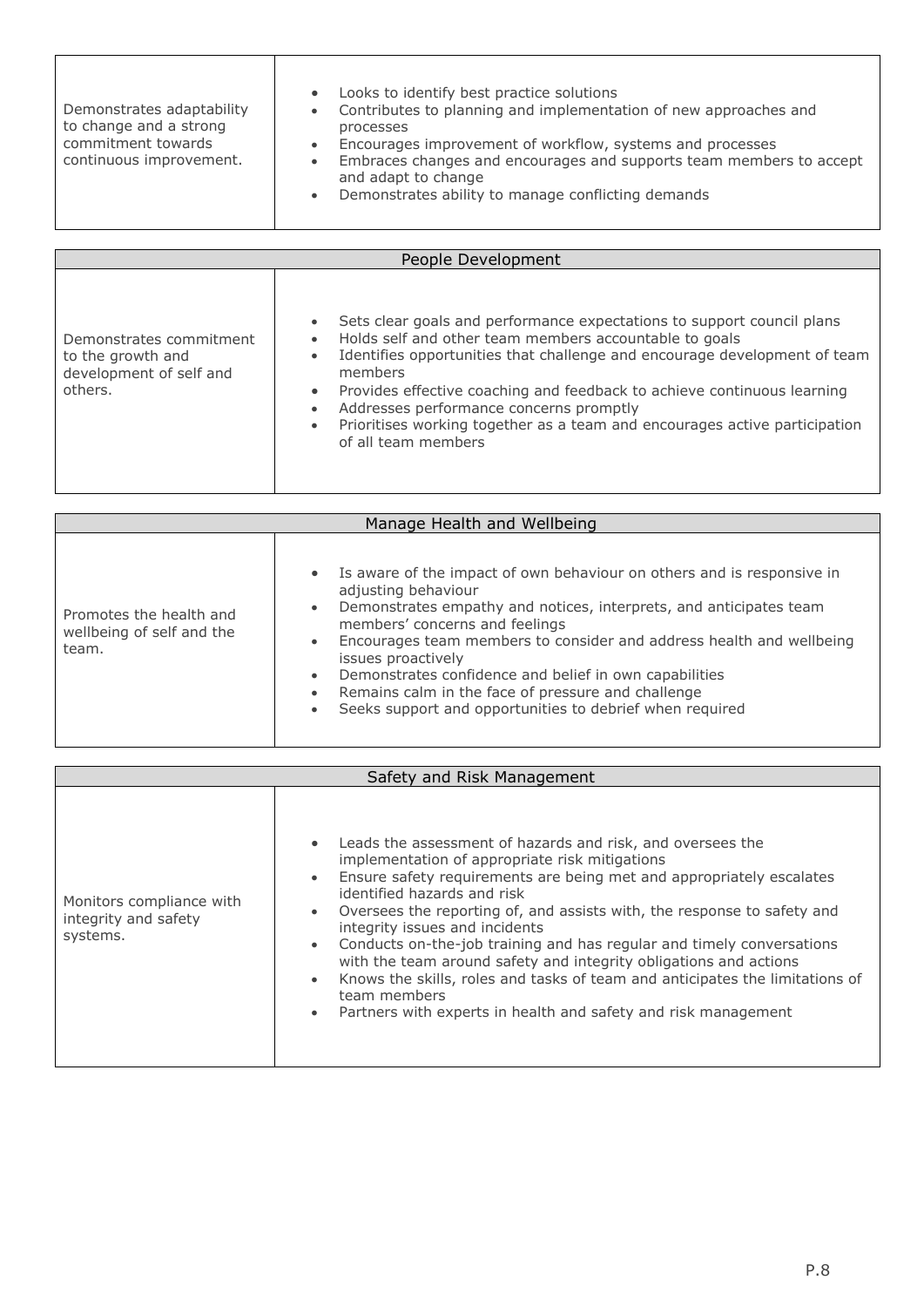| | |
|---|---|
| Demonstrates adaptability to change and a strong commitment towards continuous improvement. | • Looks to identify best practice solutions<br>• Contributes to planning and implementation of new approaches and processes<br>• Encourages improvement of workflow, systems and processes<br>• Embraces changes and encourages and supports team members to accept and adapt to change<br>• Demonstrates ability to manage conflicting demands |

| People Development | |
|---|---|
| Demonstrates commitment to the growth and development of self and others. | • Sets clear goals and performance expectations to support council plans<br>• Holds self and other team members accountable to goals<br>• Identifies opportunities that challenge and encourage development of team members<br>• Provides effective coaching and feedback to achieve continuous learning<br>• Addresses performance concerns promptly<br>• Prioritises working together as a team and encourages active participation of all team members |

| Manage Health and Wellbeing | |
|---|---|
| Promotes the health and wellbeing of self and the team. | • Is aware of the impact of own behaviour on others and is responsive in adjusting behaviour<br>• Demonstrates empathy and notices, interprets, and anticipates team members' concerns and feelings<br>• Encourages team members to consider and address health and wellbeing issues proactively<br>• Demonstrates confidence and belief in own capabilities<br>• Remains calm in the face of pressure and challenge<br>• Seeks support and opportunities to debrief when required |

| Safety and Risk Management | |
|---|---|
| Monitors compliance with integrity and safety systems. | • Leads the assessment of hazards and risk, and oversees the implementation of appropriate risk mitigations<br>• Ensure safety requirements are being met and appropriately escalates identified hazards and risk<br>• Oversees the reporting of, and assists with, the response to safety and integrity issues and incidents<br>• Conducts on-the-job training and has regular and timely conversations with the team around safety and integrity obligations and actions<br>• Knows the skills, roles and tasks of team and anticipates the limitations of team members<br>• Partners with experts in health and safety and risk management |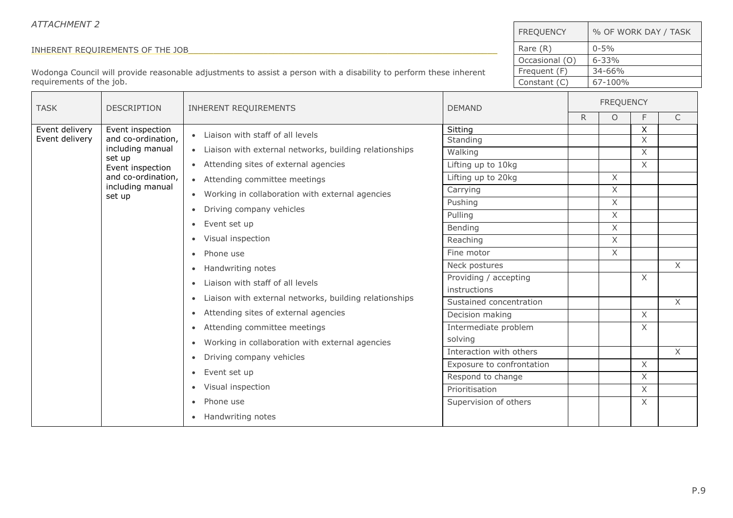*ATTACHMENT 2*

| FREQUENCY | % OF WORK DAY / TASK |
|---|---|
| Rare (R) | 0-5% |
| Occasional (O) | 6-33% |
| Frequent (F) | 34-66% |
| Constant (C) | 67-100% |

INHERENT REQUIREMENTS OF THE JOB

Wodonga Council will provide reasonable adjustments to assist a person with a disability to perform these inherent requirements of the job.

| TASK | DESCRIPTION | INHERENT REQUIREMENTS | DEMAND | FREQUENCY | | | |
|---|---|---|---|---|---|---|---|
| | | | | R | O | F | C |
| Event delivery<br>Event delivery | Event inspection and co-ordination, including manual set up<br>Event inspection and co-ordination, including manual set up | • Liaison with staff of all levels<br>• Liaison with external networks, building relationships<br>• Attending sites of external agencies<br>• Attending committee meetings<br>• Working in collaboration with external agencies<br>• Driving company vehicles<br>• Event set up<br>• Visual inspection<br>• Phone use<br>• Handwriting notes<br>• Liaison with staff of all levels<br>• Liaison with external networks, building relationships<br>• Attending sites of external agencies<br>• Attending committee meetings<br>• Working in collaboration with external agencies<br>• Driving company vehicles<br>• Event set up<br>• Visual inspection<br>• Phone use<br>• Handwriting notes | Sitting | | | X | |
| | | | Standing | | | X | |
| | | | Walking | | | X | |
| | | | Lifting up to 10kg | | | X | |
| | | | Lifting up to 20kg | | X | | |
| | | | Carrying | | X | | |
| | | | Pushing | | X | | |
| | | | Pulling | | X | | |
| | | | Bending | | X | | |
| | | | Reaching | | X | | |
| | | | Fine motor | | X | | |
| | | | Neck postures | | | | X |
| | | | Providing / accepting instructions | | | X | |
| | | | Sustained concentration | | | | X |
| | | | Decision making | | | X | |
| | | | Intermediate problem solving | | | X | |
| | | | Interaction with others | | | | X |
| | | | Exposure to confrontation | | | X | |
| | | | Respond to change | | | X | |
| | | | Prioritisation | | | X | |
| | | | Supervision of others | | | X | |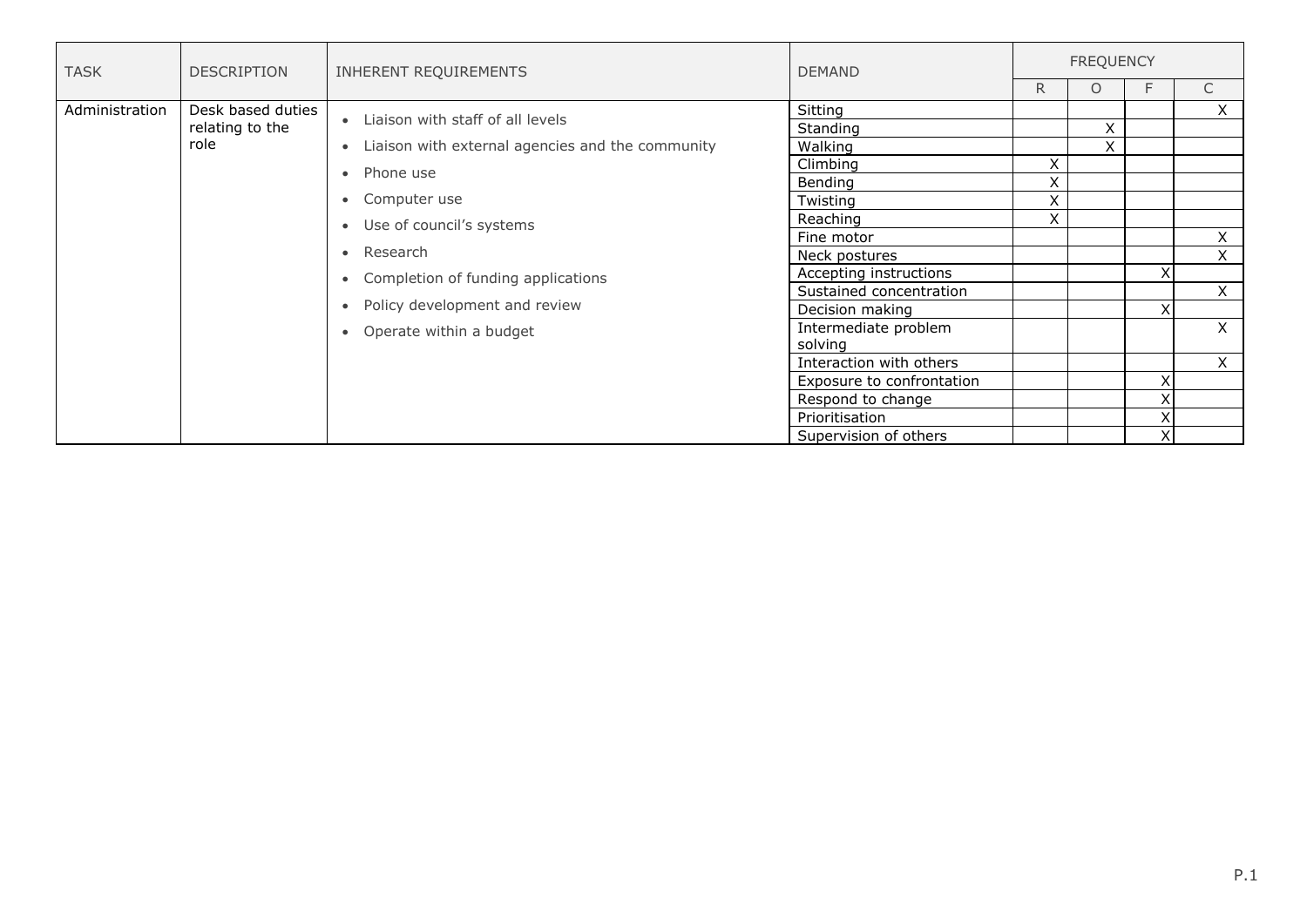| TASK | DESCRIPTION | INHERENT REQUIREMENTS | DEMAND | FREQUENCY | | | |
|---|---|---|---|---|---|---|---|
| | | | | R | O | F | C |
| Administration | Desk based duties relating to the role | • Liaison with staff of all levels<br>• Liaison with external agencies and the community<br>• Phone use<br>• Computer use<br>• Use of council's systems<br>• Research<br>• Completion of funding applications<br>• Policy development and review<br>• Operate within a budget | Sitting | | | | X |
| | | | Standing | | X | | |
| | | | Walking | | X | | |
| | | | Climbing | X | | | |
| | | | Bending | X | | | |
| | | | Twisting | X | | | |
| | | | Reaching | X | | | |
| | | | Fine motor | | | | X |
| | | | Neck postures | | | | X |
| | | | Accepting instructions | | | X | |
| | | | Sustained concentration | | | | X |
| | | | Decision making | | | X | |
| | | | Intermediate problem solving | | | | X |
| | | | Interaction with others | | | | X |
| | | | Exposure to confrontation | | | X | |
| | | | Respond to change | | | X | |
| | | | Prioritisation | | | X | |
| | | | Supervision of others | | | X | |